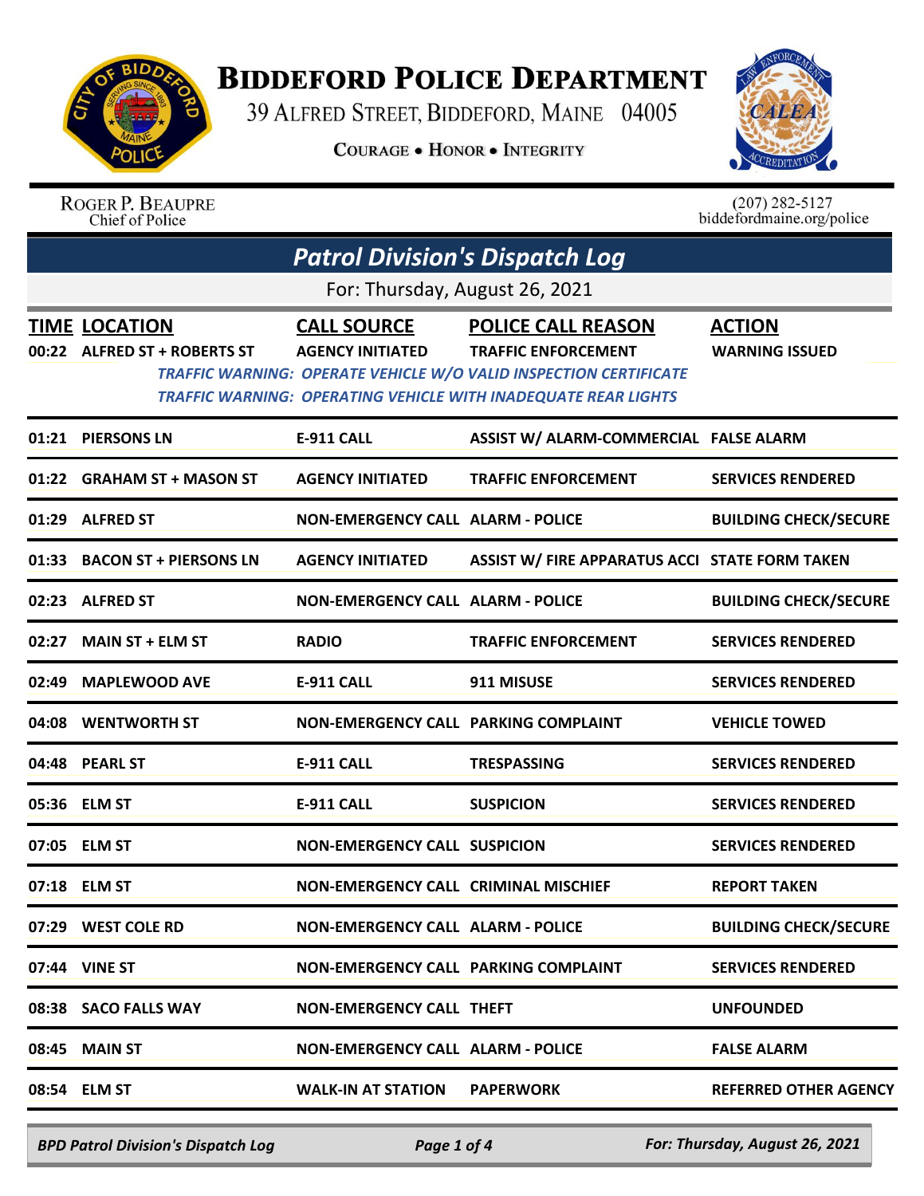# BIDDEFORD POLICE DEPARTMENT

39 ALFRED STREET, BIDDEFORD, MAINE 04005

COURAGE • HONOR • INTEGRITY

ROGER P. BEAUPRE
Chief of Police

(207) 282-5127
biddefordmaine.org/police

## Patrol Division's Dispatch Log

For: Thursday, August 26, 2021

| TIME | LOCATION | CALL SOURCE | POLICE CALL REASON | ACTION |
|---|---|---|---|---|
| 00:22 | ALFRED ST + ROBERTS ST | AGENCY INITIATED | TRAFFIC ENFORCEMENT | WARNING ISSUED |
| | *TRAFFIC WARNING: OPERATE VEHICLE W/O VALID INSPECTION CERTIFICATE* | | | |
| | *TRAFFIC WARNING: OPERATING VEHICLE WITH INADEQUATE REAR LIGHTS* | | | |
| 01:21 | PIERSONS LN | E-911 CALL | ASSIST W/ ALARM-COMMERCIAL | FALSE ALARM |
| 01:22 | GRAHAM ST + MASON ST | AGENCY INITIATED | TRAFFIC ENFORCEMENT | SERVICES RENDERED |
| 01:29 | ALFRED ST | NON-EMERGENCY CALL | ALARM - POLICE | BUILDING CHECK/SECURE |
| 01:33 | BACON ST + PIERSONS LN | AGENCY INITIATED | ASSIST W/ FIRE APPARATUS ACCI | STATE FORM TAKEN |
| 02:23 | ALFRED ST | NON-EMERGENCY CALL | ALARM - POLICE | BUILDING CHECK/SECURE |
| 02:27 | MAIN ST + ELM ST | RADIO | TRAFFIC ENFORCEMENT | SERVICES RENDERED |
| 02:49 | MAPLEWOOD AVE | E-911 CALL | 911 MISUSE | SERVICES RENDERED |
| 04:08 | WENTWORTH ST | NON-EMERGENCY CALL | PARKING COMPLAINT | VEHICLE TOWED |
| 04:48 | PEARL ST | E-911 CALL | TRESPASSING | SERVICES RENDERED |
| 05:36 | ELM ST | E-911 CALL | SUSPICION | SERVICES RENDERED |
| 07:05 | ELM ST | NON-EMERGENCY CALL | SUSPICION | SERVICES RENDERED |
| 07:18 | ELM ST | NON-EMERGENCY CALL | CRIMINAL MISCHIEF | REPORT TAKEN |
| 07:29 | WEST COLE RD | NON-EMERGENCY CALL | ALARM - POLICE | BUILDING CHECK/SECURE |
| 07:44 | VINE ST | NON-EMERGENCY CALL | PARKING COMPLAINT | SERVICES RENDERED |
| 08:38 | SACO FALLS WAY | NON-EMERGENCY CALL | THEFT | UNFOUNDED |
| 08:45 | MAIN ST | NON-EMERGENCY CALL | ALARM - POLICE | FALSE ALARM |
| 08:54 | ELM ST | WALK-IN AT STATION | PAPERWORK | REFERRED OTHER AGENCY |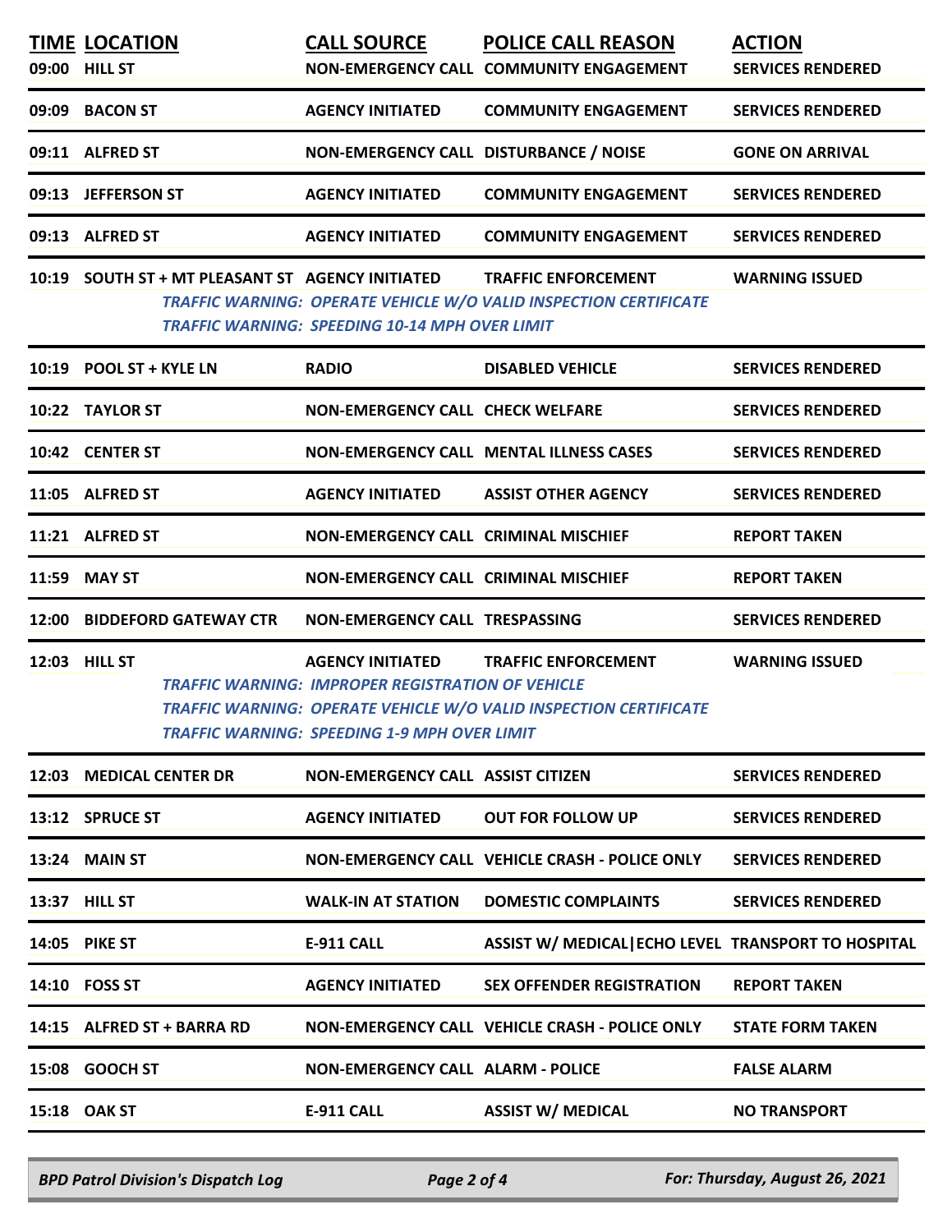| TIME | LOCATION | CALL SOURCE | POLICE CALL REASON | ACTION |
|---|---|---|---|---|
| 09:00 | HILL ST | NON-EMERGENCY CALL | COMMUNITY ENGAGEMENT | SERVICES RENDERED |
| 09:09 | BACON ST | AGENCY INITIATED | COMMUNITY ENGAGEMENT | SERVICES RENDERED |
| 09:11 | ALFRED ST | NON-EMERGENCY CALL | DISTURBANCE / NOISE | GONE ON ARRIVAL |
| 09:13 | JEFFERSON ST | AGENCY INITIATED | COMMUNITY ENGAGEMENT | SERVICES RENDERED |
| 09:13 | ALFRED ST | AGENCY INITIATED | COMMUNITY ENGAGEMENT | SERVICES RENDERED |
| 10:19 | SOUTH ST + MT PLEASANT ST | AGENCY INITIATED | TRAFFIC ENFORCEMENT | WARNING ISSUED |
| | | *TRAFFIC WARNING: OPERATE VEHICLE W/O VALID INSPECTION CERTIFICATE* | | |
| | | *TRAFFIC WARNING: SPEEDING 10-14 MPH OVER LIMIT* | | |
| 10:19 | POOL ST + KYLE LN | RADIO | DISABLED VEHICLE | SERVICES RENDERED |
| 10:22 | TAYLOR ST | NON-EMERGENCY CALL | CHECK WELFARE | SERVICES RENDERED |
| 10:42 | CENTER ST | NON-EMERGENCY CALL | MENTAL ILLNESS CASES | SERVICES RENDERED |
| 11:05 | ALFRED ST | AGENCY INITIATED | ASSIST OTHER AGENCY | SERVICES RENDERED |
| 11:21 | ALFRED ST | NON-EMERGENCY CALL | CRIMINAL MISCHIEF | REPORT TAKEN |
| 11:59 | MAY ST | NON-EMERGENCY CALL | CRIMINAL MISCHIEF | REPORT TAKEN |
| 12:00 | BIDDEFORD GATEWAY CTR | NON-EMERGENCY CALL | TRESPASSING | SERVICES RENDERED |
| 12:03 | HILL ST | AGENCY INITIATED | TRAFFIC ENFORCEMENT | WARNING ISSUED |
| | | *TRAFFIC WARNING: IMPROPER REGISTRATION OF VEHICLE* | | |
| | | *TRAFFIC WARNING: OPERATE VEHICLE W/O VALID INSPECTION CERTIFICATE* | | |
| | | *TRAFFIC WARNING: SPEEDING 1-9 MPH OVER LIMIT* | | |
| 12:03 | MEDICAL CENTER DR | NON-EMERGENCY CALL | ASSIST CITIZEN | SERVICES RENDERED |
| 13:12 | SPRUCE ST | AGENCY INITIATED | OUT FOR FOLLOW UP | SERVICES RENDERED |
| 13:24 | MAIN ST | NON-EMERGENCY CALL | VEHICLE CRASH - POLICE ONLY | SERVICES RENDERED |
| 13:37 | HILL ST | WALK-IN AT STATION | DOMESTIC COMPLAINTS | SERVICES RENDERED |
| 14:05 | PIKE ST | E-911 CALL | ASSIST W/ MEDICAL\|ECHO LEVEL | TRANSPORT TO HOSPITAL |
| 14:10 | FOSS ST | AGENCY INITIATED | SEX OFFENDER REGISTRATION | REPORT TAKEN |
| 14:15 | ALFRED ST + BARRA RD | NON-EMERGENCY CALL | VEHICLE CRASH - POLICE ONLY | STATE FORM TAKEN |
| 15:08 | GOOCH ST | NON-EMERGENCY CALL | ALARM - POLICE | FALSE ALARM |
| 15:18 | OAK ST | E-911 CALL | ASSIST W/ MEDICAL | NO TRANSPORT |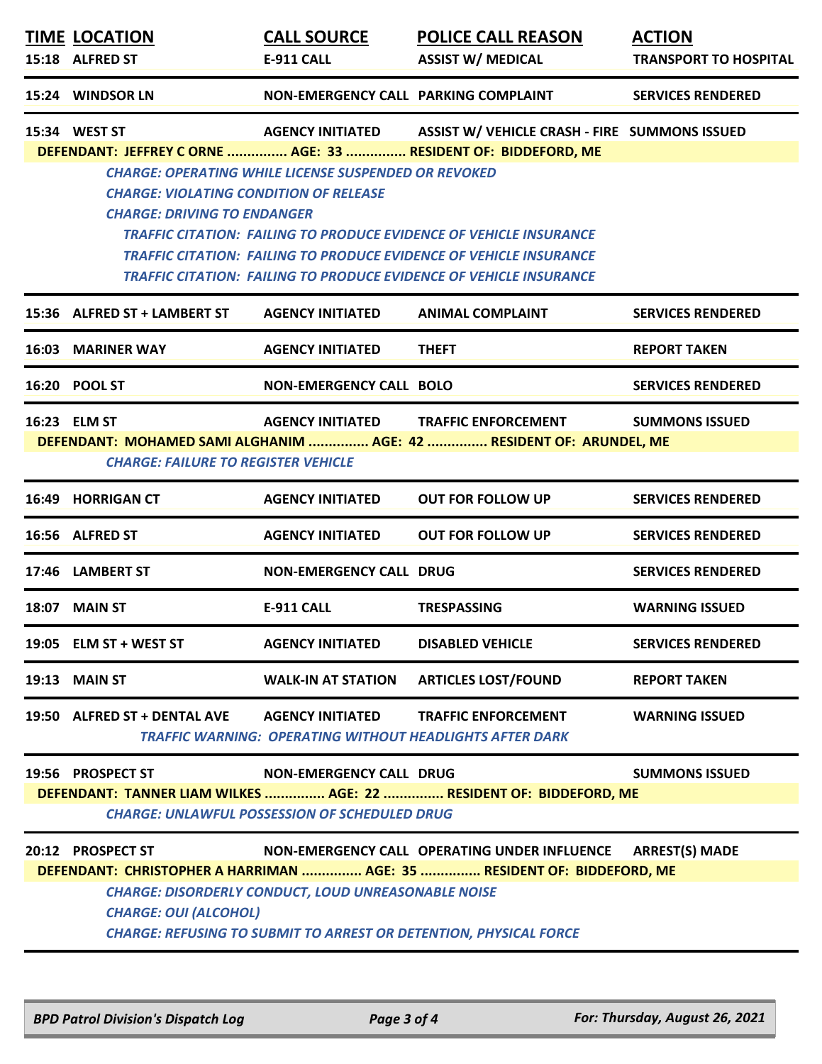| TIME | LOCATION | CALL SOURCE | POLICE CALL REASON | ACTION |
|---|---|---|---|---|
| 15:18 | ALFRED ST | E-911 CALL | ASSIST W/ MEDICAL | TRANSPORT TO HOSPITAL |
| 15:24 | WINDSOR LN | NON-EMERGENCY CALL | PARKING COMPLAINT | SERVICES RENDERED |
| 15:34 | WEST ST | AGENCY INITIATED | ASSIST W/ VEHICLE CRASH - FIRE | SUMMONS ISSUED |

**DEFENDANT: JEFFREY C ORNE ............... AGE: 33 ............... RESIDENT OF: BIDDEFORD, ME**

*CHARGE: OPERATING WHILE LICENSE SUSPENDED OR REVOKED*
*CHARGE: VIOLATING CONDITION OF RELEASE*
*CHARGE: DRIVING TO ENDANGER*
*TRAFFIC CITATION: FAILING TO PRODUCE EVIDENCE OF VEHICLE INSURANCE*
*TRAFFIC CITATION: FAILING TO PRODUCE EVIDENCE OF VEHICLE INSURANCE*
*TRAFFIC CITATION: FAILING TO PRODUCE EVIDENCE OF VEHICLE INSURANCE*

| TIME | LOCATION | CALL SOURCE | POLICE CALL REASON | ACTION |
|---|---|---|---|---|
| 15:36 | ALFRED ST + LAMBERT ST | AGENCY INITIATED | ANIMAL COMPLAINT | SERVICES RENDERED |
| 16:03 | MARINER WAY | AGENCY INITIATED | THEFT | REPORT TAKEN |
| 16:20 | POOL ST | NON-EMERGENCY CALL | BOLO | SERVICES RENDERED |
| 16:23 | ELM ST | AGENCY INITIATED | TRAFFIC ENFORCEMENT | SUMMONS ISSUED |

**DEFENDANT: MOHAMED SAMI ALGHANIM ............... AGE: 42 ............... RESIDENT OF: ARUNDEL, ME**

*CHARGE: FAILURE TO REGISTER VEHICLE*

| TIME | LOCATION | CALL SOURCE | POLICE CALL REASON | ACTION |
|---|---|---|---|---|
| 16:49 | HORRIGAN CT | AGENCY INITIATED | OUT FOR FOLLOW UP | SERVICES RENDERED |
| 16:56 | ALFRED ST | AGENCY INITIATED | OUT FOR FOLLOW UP | SERVICES RENDERED |
| 17:46 | LAMBERT ST | NON-EMERGENCY CALL | DRUG | SERVICES RENDERED |
| 18:07 | MAIN ST | E-911 CALL | TRESPASSING | WARNING ISSUED |
| 19:05 | ELM ST + WEST ST | AGENCY INITIATED | DISABLED VEHICLE | SERVICES RENDERED |
| 19:13 | MAIN ST | WALK-IN AT STATION | ARTICLES LOST/FOUND | REPORT TAKEN |
| 19:50 | ALFRED ST + DENTAL AVE | AGENCY INITIATED | TRAFFIC ENFORCEMENT | WARNING ISSUED |

*TRAFFIC WARNING: OPERATING WITHOUT HEADLIGHTS AFTER DARK*

| TIME | LOCATION | CALL SOURCE | POLICE CALL REASON | ACTION |
|---|---|---|---|---|
| 19:56 | PROSPECT ST | NON-EMERGENCY CALL | DRUG | SUMMONS ISSUED |

**DEFENDANT: TANNER LIAM WILKES ............... AGE: 22 ............... RESIDENT OF: BIDDEFORD, ME**

*CHARGE: UNLAWFUL POSSESSION OF SCHEDULED DRUG*

| TIME | LOCATION | CALL SOURCE | POLICE CALL REASON | ACTION |
|---|---|---|---|---|
| 20:12 | PROSPECT ST | NON-EMERGENCY CALL | OPERATING UNDER INFLUENCE | ARREST(S) MADE |

**DEFENDANT: CHRISTOPHER A HARRIMAN ............... AGE: 35 ............... RESIDENT OF: BIDDEFORD, ME**

*CHARGE: DISORDERLY CONDUCT, LOUD UNREASONABLE NOISE*
*CHARGE: OUI (ALCOHOL)*
*CHARGE: REFUSING TO SUBMIT TO ARREST OR DETENTION, PHYSICAL FORCE*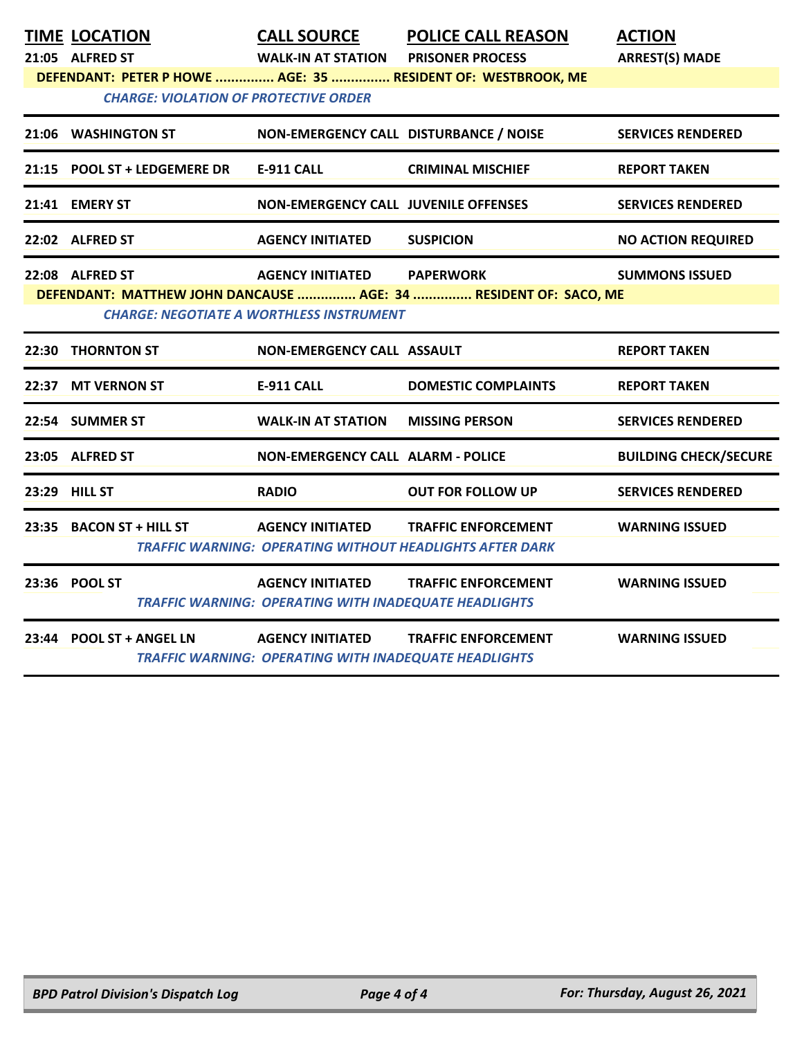| TIME | LOCATION | CALL SOURCE | POLICE CALL REASON | ACTION |
|---|---|---|---|---|
| 21:05 | ALFRED ST | WALK-IN AT STATION | PRISONER PROCESS | ARREST(S) MADE |
| DEFENDANT: PETER P HOWE ............... AGE: 35 ............... RESIDENT OF: WESTBROOK, ME | | | | |
| CHARGE: VIOLATION OF PROTECTIVE ORDER | | | | |
| 21:06 | WASHINGTON ST | NON-EMERGENCY CALL | DISTURBANCE / NOISE | SERVICES RENDERED |
| 21:15 | POOL ST + LEDGEMERE DR | E-911 CALL | CRIMINAL MISCHIEF | REPORT TAKEN |
| 21:41 | EMERY ST | NON-EMERGENCY CALL | JUVENILE OFFENSES | SERVICES RENDERED |
| 22:02 | ALFRED ST | AGENCY INITIATED | SUSPICION | NO ACTION REQUIRED |
| 22:08 | ALFRED ST | AGENCY INITIATED | PAPERWORK | SUMMONS ISSUED |
| DEFENDANT: MATTHEW JOHN DANCAUSE ............... AGE: 34 ............... RESIDENT OF: SACO, ME | | | | |
| CHARGE: NEGOTIATE A WORTHLESS INSTRUMENT | | | | |
| 22:30 | THORNTON ST | NON-EMERGENCY CALL | ASSAULT | REPORT TAKEN |
| 22:37 | MT VERNON ST | E-911 CALL | DOMESTIC COMPLAINTS | REPORT TAKEN |
| 22:54 | SUMMER ST | WALK-IN AT STATION | MISSING PERSON | SERVICES RENDERED |
| 23:05 | ALFRED ST | NON-EMERGENCY CALL | ALARM - POLICE | BUILDING CHECK/SECURE |
| 23:29 | HILL ST | RADIO | OUT FOR FOLLOW UP | SERVICES RENDERED |
| 23:35 | BACON ST + HILL ST | AGENCY INITIATED | TRAFFIC ENFORCEMENT | WARNING ISSUED |
| TRAFFIC WARNING: OPERATING WITHOUT HEADLIGHTS AFTER DARK | | | | |
| 23:36 | POOL ST | AGENCY INITIATED | TRAFFIC ENFORCEMENT | WARNING ISSUED |
| TRAFFIC WARNING: OPERATING WITH INADEQUATE HEADLIGHTS | | | | |
| 23:44 | POOL ST + ANGEL LN | AGENCY INITIATED | TRAFFIC ENFORCEMENT | WARNING ISSUED |
| TRAFFIC WARNING: OPERATING WITH INADEQUATE HEADLIGHTS | | | | |